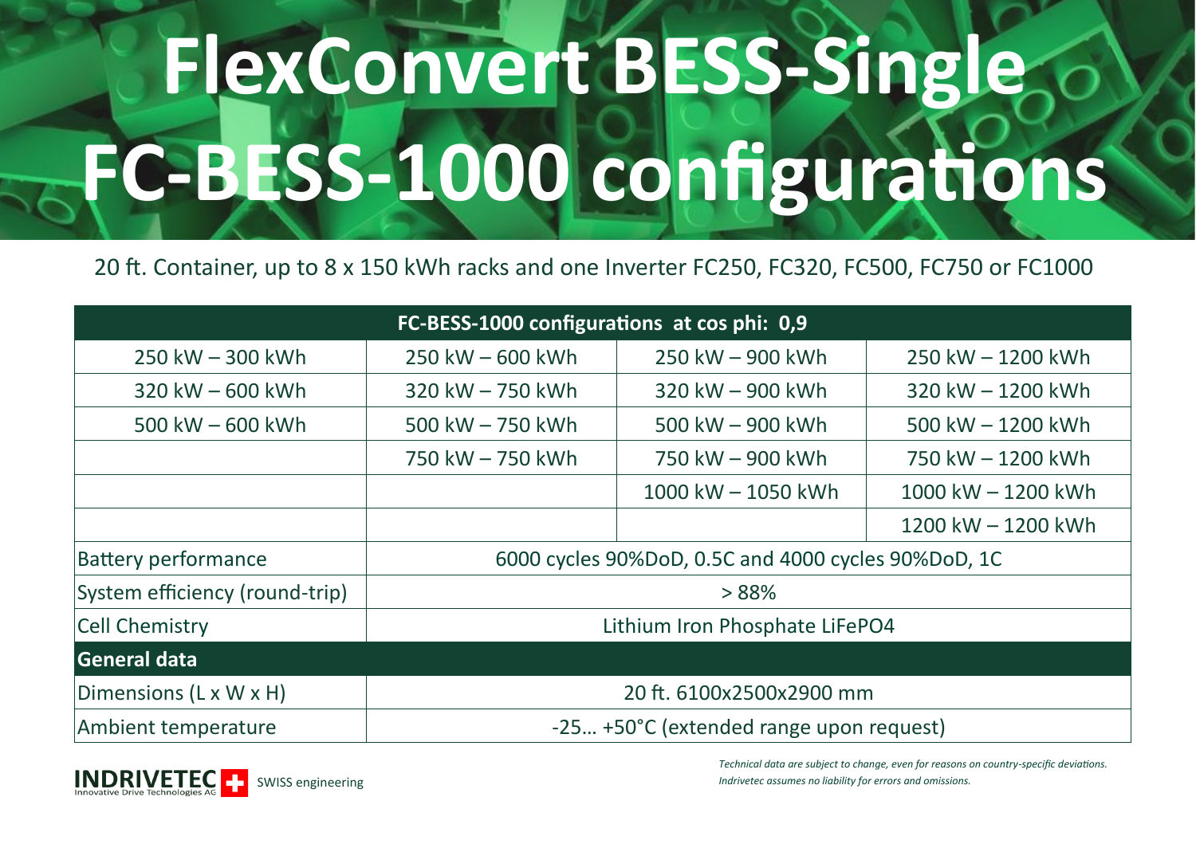# FlexConvert BESS-Single FC-BESS-1000 configurations

20 ft. Container, up to 8 x 150 kWh racks and one Inverter FC250, FC320, FC500, FC750 or FC1000

| FC-BESS-1000 configurations at cos phi: 0,9 | | | |
|---|---|---|---|
| 250 kW – 300 kWh | 250 kW – 600 kWh | 250 kW – 900 kWh | 250 kW – 1200 kWh |
| 320 kW – 600 kWh | 320 kW – 750 kWh | 320 kW – 900 kWh | 320 kW – 1200 kWh |
| 500 kW – 600 kWh | 500 kW – 750 kWh | 500 kW – 900 kWh | 500 kW – 1200 kWh |
| | 750 kW – 750 kWh | 750 kW – 900 kWh | 750 kW – 1200 kWh |
| | | 1000 kW – 1050 kWh | 1000 kW – 1200 kWh |
| | | | 1200 kW – 1200 kWh |
| Battery performance | 6000 cycles 90%DoD, 0.5C and 4000 cycles 90%DoD, 1C | | |
| System efficiency (round-trip) | > 88% | | |
| Cell Chemistry | Lithium Iron Phosphate $LiFePO_4$ | | |
| **General data** | | | |
| Dimensions (L x W x H) | 20 ft. 6100x2500x2900 mm | | |
| Ambient temperature | -25… +50°C (extended range upon request) | | |

INDRIVETEC Innovative Drive Technologies AG SWISS engineering

*Technical data are subject to change, even for reasons on country-specific deviations.*
*Indrivetec assumes no liability for errors and omissions.*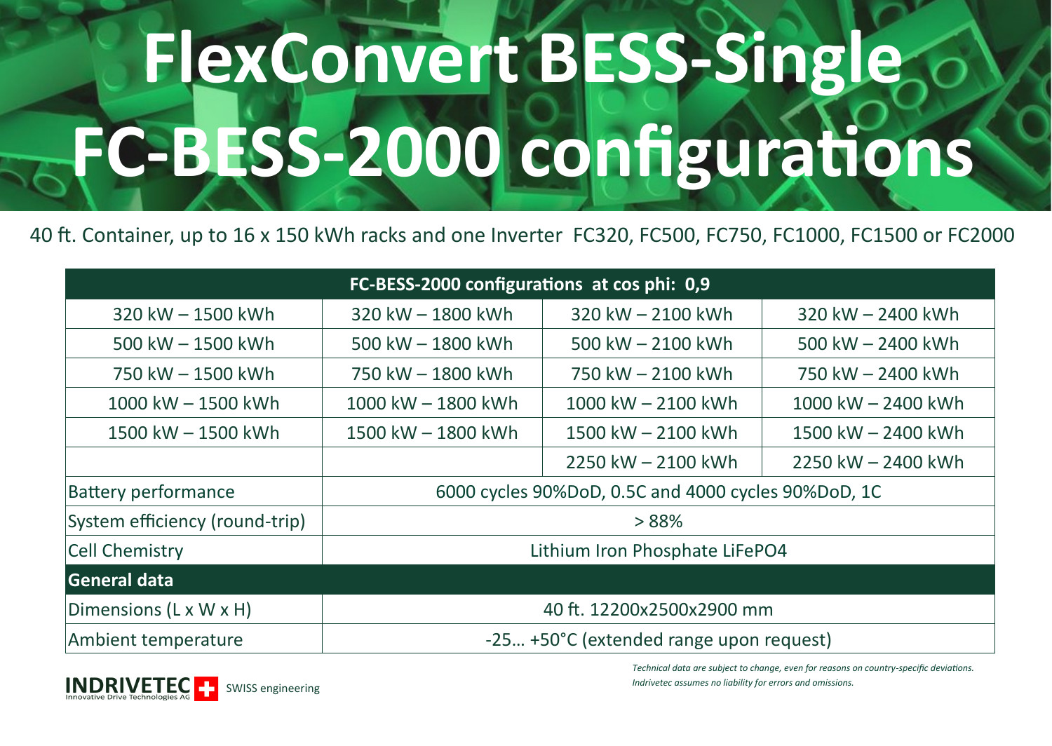# FlexConvert BESS-Single FC-BESS-2000 configurations

40 ft. Container, up to 16 x 150 kWh racks and one Inverter FC320, FC500, FC750, FC1000, FC1500 or FC2000

| FC-BESS-2000 configurations at cos phi: 0,9 | | | |
|---|---|---|---|
| 320 kW – 1500 kWh | 320 kW – 1800 kWh | 320 kW – 2100 kWh | 320 kW – 2400 kWh |
| 500 kW – 1500 kWh | 500 kW – 1800 kWh | 500 kW – 2100 kWh | 500 kW – 2400 kWh |
| 750 kW – 1500 kWh | 750 kW – 1800 kWh | 750 kW – 2100 kWh | 750 kW – 2400 kWh |
| 1000 kW – 1500 kWh | 1000 kW – 1800 kWh | 1000 kW – 2100 kWh | 1000 kW – 2400 kWh |
| 1500 kW – 1500 kWh | 1500 kW – 1800 kWh | 1500 kW – 2100 kWh | 1500 kW – 2400 kWh |
| | | 2250 kW – 2100 kWh | 2250 kW – 2400 kWh |
| Battery performance | 6000 cycles 90%DoD, 0.5C and 4000 cycles 90%DoD, 1C | | |
| System efficiency (round-trip) | > 88% | | |
| Cell Chemistry | Lithium Iron Phosphate $LiFePO_4$ | | |
| **General data** | | | |
| Dimensions (L x W x H) | 40 ft. 12200x2500x2900 mm | | |
| Ambient temperature | -25… +50°C (extended range upon request) | | |

*Technical data are subject to change, even for reasons on country-specific deviations.*
*Indrivetec assumes no liability for errors and omissions.*

INDRIVETEC Innovative Drive Technologies AG SWISS engineering